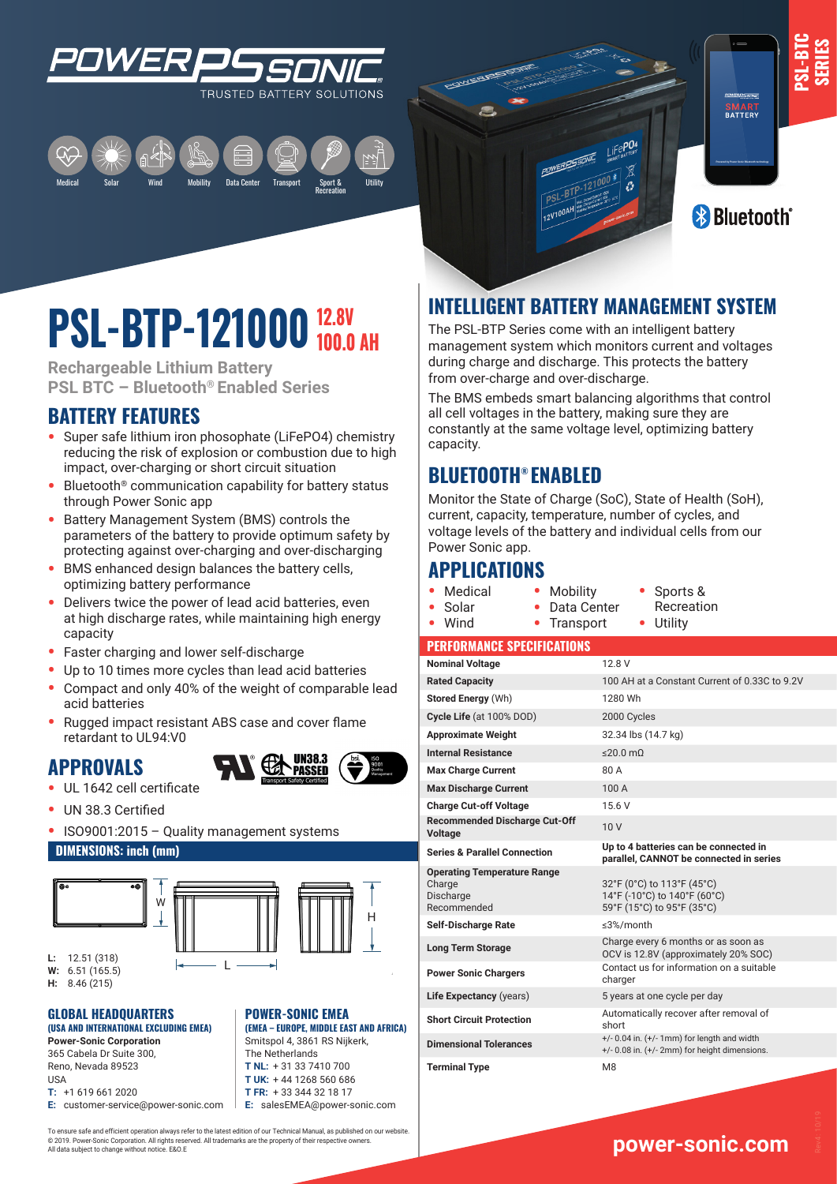POWER SONIC
TRUSTED BATTERY SOLUTIONS

Medical | Solar | Wind | Mobility | Data Center | Transport | Sport & Recreation | Utility

PSL-BTC SERIES

Bluetooth®

# PSL-BTP-121000 12.8V 100.0 AH

**Rechargeable Lithium Battery**
**PSL BTC – Bluetooth® Enabled Series**

## BATTERY FEATURES

- Super safe lithium iron phosphate (LiFePO4) chemistry reducing the risk of explosion or combustion due to high impact, over-charging or short circuit situation
- Bluetooth® communication capability for battery status through Power Sonic app
- Battery Management System (BMS) controls the parameters of the battery to provide optimum safety by protecting against over-charging and over-discharging
- BMS enhanced design balances the battery cells, optimizing battery performance
- Delivers twice the power of lead acid batteries, even at high discharge rates, while maintaining high energy capacity
- Faster charging and lower self-discharge
- Up to 10 times more cycles than lead acid batteries
- Compact and only 40% of the weight of comparable lead acid batteries
- Rugged impact resistant ABS case and cover flame retardant to UL94:V0

## APPROVALS

- UL 1642 cell certificate
- UN 38.3 Certified
- ISO9001:2015 – Quality management systems

### DIMENSIONS: inch (mm)

**L:** 12.51 (318)
**W:** 6.51 (165.5)
**H:** 8.46 (215)

## INTELLIGENT BATTERY MANAGEMENT SYSTEM

The PSL-BTP Series come with an intelligent battery management system which monitors current and voltages during charge and discharge. This protects the battery from over-charge and over-discharge.

The BMS embeds smart balancing algorithms that control all cell voltages in the battery, making sure they are constantly at the same voltage level, optimizing battery capacity.

## BLUETOOTH® ENABLED

Monitor the State of Charge (SoC), State of Health (SoH), current, capacity, temperature, number of cycles, and voltage levels of the battery and individual cells from our Power Sonic app.

## APPLICATIONS

- Medical
- Solar
- Wind
- Mobility
- Data Center
- Transport
- Sports & Recreation
- Utility

### PERFORMANCE SPECIFICATIONS

| | |
|---|---|
| **Nominal Voltage** | 12.8 V |
| **Rated Capacity** | 100 AH at a Constant Current of 0.33C to 9.2V |
| **Stored Energy** (Wh) | 1280 Wh |
| **Cycle Life** (at 100% DOD) | 2000 Cycles |
| **Approximate Weight** | 32.34 lbs (14.7 kg) |
| **Internal Resistance** | ≤20.0 mΩ |
| **Max Charge Current** | 80 A |
| **Max Discharge Current** | 100 A |
| **Charge Cut-off Voltage** | 15.6 V |
| **Recommended Discharge Cut-Off Voltage** | 10 V |
| **Series & Parallel Connection** | **Up to 4 batteries can be connected in parallel, CANNOT be connected in series** |
| **Operating Temperature Range** Charge / Discharge / Recommended | 32°F (0°C) to 113°F (45°C) / 14°F (-10°C) to 140°F (60°C) / 59°F (15°C) to 95°F (35°C) |
| **Self-Discharge Rate** | ≤3%/month |
| **Long Term Storage** | Charge every 6 months or as soon as OCV is 12.8V (approximately 20% SOC) |
| **Power Sonic Chargers** | Contact us for information on a suitable charger |
| **Life Expectancy** (years) | 5 years at one cycle per day |
| **Short Circuit Protection** | Automatically recover after removal of short |
| **Dimensional Tolerances** | +/- 0.04 in. (+/- 1mm) for length and width<br>+/- 0.08 in. (+/- 2mm) for height dimensions. |
| **Terminal Type** | M8 |

### GLOBAL HEADQUARTERS
**(USA AND INTERNATIONAL EXCLUDING EMEA)**
**Power-Sonic Corporation**
365 Cabela Dr Suite 300,
Reno, Nevada 89523
USA
**T:** +1 619 661 2020
**E:** customer-service@power-sonic.com

### POWER-SONIC EMEA
**(EMEA – EUROPE, MIDDLE EAST AND AFRICA)**
Smitspol 4, 3861 RS Nijkerk,
The Netherlands
**T NL:** + 31 33 7410 700
**T UK:** + 44 1268 560 686
**T FR:** + 33 344 32 18 17
**E:** salesEMEA@power-sonic.com

To ensure safe and efficient operation always refer to the latest edition of our Technical Manual, as published on our website.
© 2019. Power-Sonic Corporation. All rights reserved. All trademarks are the property of their respective owners.
All data subject to change without notice. E&O.E

**power-sonic.com**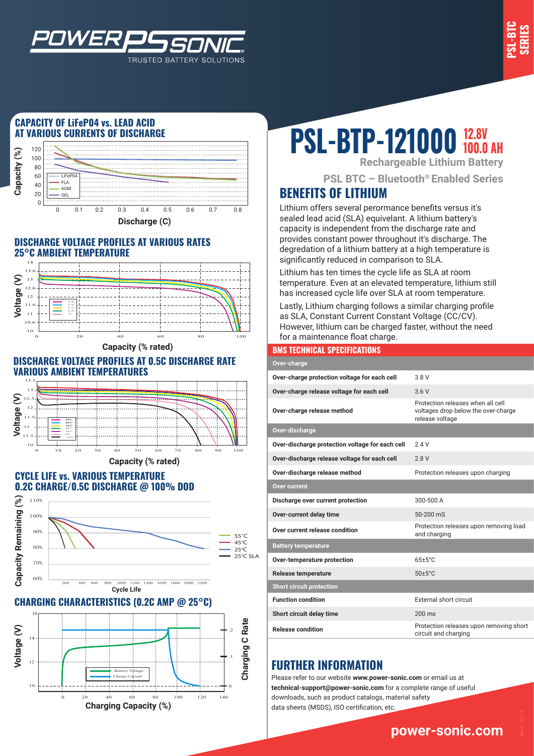# PSL-BTP-121000 12.8V 100.0 AH

**Rechargeable Lithium Battery**

**PSL BTC – Bluetooth® Enabled Series**

## CAPACITY OF LiFePO4 vs. LEAD ACID AT VARIOUS CURRENTS OF DISCHARGE

## DISCHARGE VOLTAGE PROFILES AT VARIOUS RATES 25°C AMBIENT TEMPERATURE

## DISCHARGE VOLTAGE PROFILES AT 0.5C DISCHARGE RATE VARIOUS AMBIENT TEMPERATURES

## CYCLE LIFE vs. VARIOUS TEMPERATURE 0.2C CHARGE/0.5C DISCHARGE @ 100% DOD

## CHARGING CHARACTERISTICS (0.2C AMP @ 25°C)

## BENEFITS OF LITHIUM

Lithium offers several perormance benefits versus it's sealed lead acid (SLA) equivelant. A lithium battery's capacity is independent from the discharge rate and provides constant power throughout it's discharge. The degredation of a lithium battery at a high temperature is significantly reduced in comparison to SLA.

Lithium has ten times the cycle life as SLA at room temperature. Even at an elevated temperature, lithium still has increased cycle life over SLA at room temperature.

Lastly, Lithium charging follows a similar charging profile as SLA, Constant Current Constant Voltage (CC/CV). However, lithium can be charged faster, without the need for a maintenance float charge.

## BMS TECHNICAL SPECIFICATIONS

| | |
|---|---|
| **Over-charge** | |
| Over-charge protection voltage for each cell | 3.8 V |
| Over-charge release voltage for each cell | 3.6 V |
| Over-charge release method | Protection releases when all cell voltages drop below the over-charge release voltage |
| **Over-discharge** | |
| Over-discharge protection voltage for each cell | 2.4 V |
| Over-discharge release voltage for each cell | 2.8 V |
| Over-discharge release method | Protection releases upon charging |
| **Over current** | |
| Discharge over current protection | 300-500 A |
| Over-current delay time | 50-200 mS |
| Over current release condition | Protection releases upon removing load and charging |
| **Battery temperature** | |
| Over-temperature protection | 65±5°C |
| Release temperature | 50±5°C |
| **Short circuit protection** | |
| Function condition | External short circuit |
| Short circuit delay time | 200 ms |
| Release condition | Protection releases upon removing short circuit and charging |

## FURTHER INFORMATION

Please refer to our website **www.power-sonic.com** or email us at **technical-support@power-sonic.com** for a complete range of useful downloads, such as product catalogs, material safety data sheets (MSDS), ISO certification, etc.

**power-sonic.com**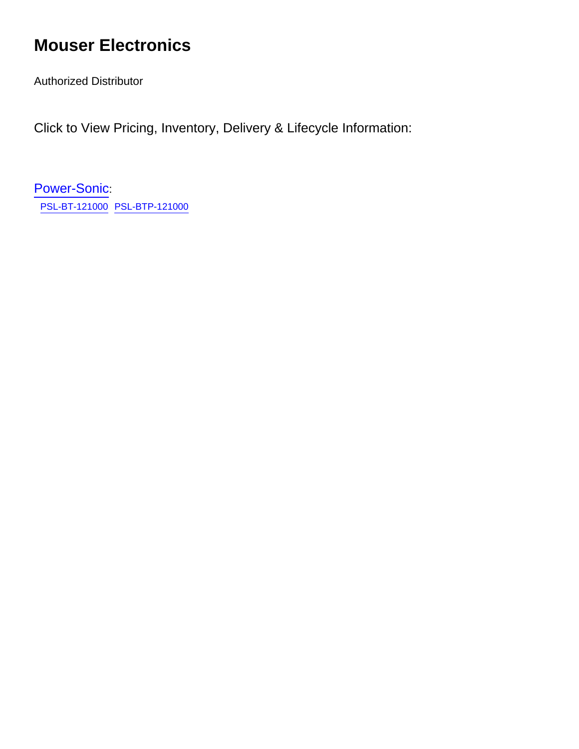# Mouser Electronics

Authorized Distributor

Click to View Pricing, Inventory, Delivery & Lifecycle Information:

Power-Sonic:

PSL-BT-121000 PSL-BTP-121000